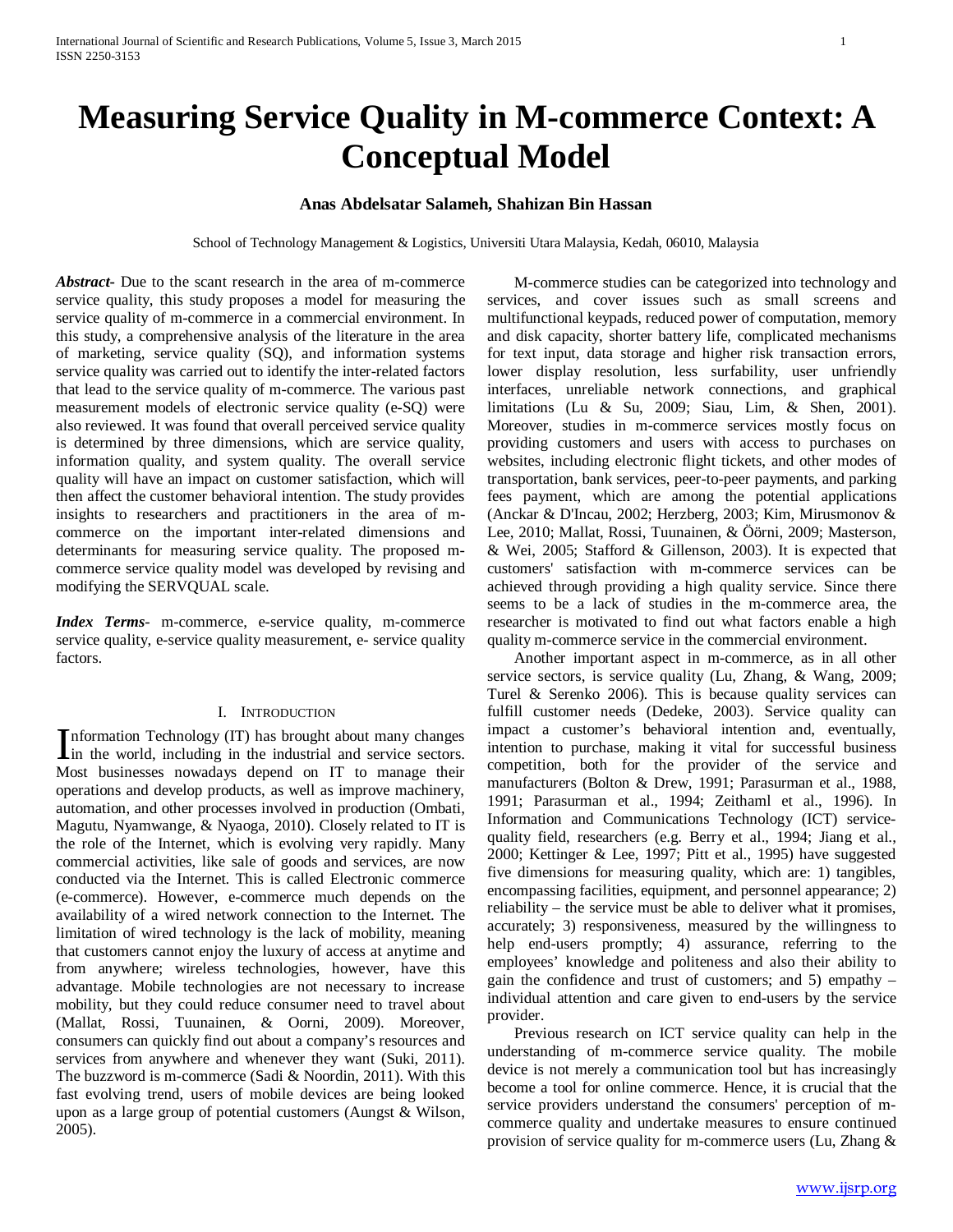# Measuring Service Quality in M-commerce Context: A Conceptual Model

**Anas Abdelsatar Salameh, Shahizan Bin Hassan**

School of Technology Management & Logistics, Universiti Utara Malaysia, Kedah, 06010, Malaysia

***Abstract*-** Due to the scant research in the area of m-commerce service quality, this study proposes a model for measuring the service quality of m-commerce in a commercial environment. In this study, a comprehensive analysis of the literature in the area of marketing, service quality (SQ), and information systems service quality was carried out to identify the inter-related factors that lead to the service quality of m-commerce. The various past measurement models of electronic service quality (e-SQ) were also reviewed. It was found that overall perceived service quality is determined by three dimensions, which are service quality, information quality, and system quality. The overall service quality will have an impact on customer satisfaction, which will then affect the customer behavioral intention. The study provides insights to researchers and practitioners in the area of m-commerce on the important inter-related dimensions and determinants for measuring service quality. The proposed m-commerce service quality model was developed by revising and modifying the SERVQUAL scale.

***Index Terms*-** m-commerce, e-service quality, m-commerce service quality, e-service quality measurement, e- service quality factors.

## I. Introduction

Information Technology (IT) has brought about many changes in the world, including in the industrial and service sectors. Most businesses nowadays depend on IT to manage their operations and develop products, as well as improve machinery, automation, and other processes involved in production (Ombati, Magutu, Nyamwange, & Nyaoga, 2010). Closely related to IT is the role of the Internet, which is evolving very rapidly. Many commercial activities, like sale of goods and services, are now conducted via the Internet. This is called Electronic commerce (e-commerce). However, e-commerce much depends on the availability of a wired network connection to the Internet. The limitation of wired technology is the lack of mobility, meaning that customers cannot enjoy the luxury of access at anytime and from anywhere; wireless technologies, however, have this advantage. Mobile technologies are not necessary to increase mobility, but they could reduce consumer need to travel about (Mallat, Rossi, Tuunainen, & Oorni, 2009). Moreover, consumers can quickly find out about a company's resources and services from anywhere and whenever they want (Suki, 2011). The buzzword is m-commerce (Sadi & Noordin, 2011). With this fast evolving trend, users of mobile devices are being looked upon as a large group of potential customers (Aungst & Wilson, 2005).

M-commerce studies can be categorized into technology and services, and cover issues such as small screens and multifunctional keypads, reduced power of computation, memory and disk capacity, shorter battery life, complicated mechanisms for text input, data storage and higher risk transaction errors, lower display resolution, less surfability, user unfriendly interfaces, unreliable network connections, and graphical limitations (Lu & Su, 2009; Siau, Lim, & Shen, 2001). Moreover, studies in m-commerce services mostly focus on providing customers and users with access to purchases on websites, including electronic flight tickets, and other modes of transportation, bank services, peer-to-peer payments, and parking fees payment, which are among the potential applications (Anckar & D'Incau, 2002; Herzberg, 2003; Kim, Mirusmonov & Lee, 2010; Mallat, Rossi, Tuunainen, & Öörni, 2009; Masterson, & Wei, 2005; Stafford & Gillenson, 2003). It is expected that customers' satisfaction with m-commerce services can be achieved through providing a high quality service. Since there seems to be a lack of studies in the m-commerce area, the researcher is motivated to find out what factors enable a high quality m-commerce service in the commercial environment.

Another important aspect in m-commerce, as in all other service sectors, is service quality (Lu, Zhang, & Wang, 2009; Turel & Serenko 2006). This is because quality services can fulfill customer needs (Dedeke, 2003). Service quality can impact a customer's behavioral intention and, eventually, intention to purchase, making it vital for successful business competition, both for the provider of the service and manufacturers (Bolton & Drew, 1991; Parasurman et al., 1988, 1991; Parasurman et al., 1994; Zeithaml et al., 1996). In Information and Communications Technology (ICT) service-quality field, researchers (e.g. Berry et al., 1994; Jiang et al., 2000; Kettinger & Lee, 1997; Pitt et al., 1995) have suggested five dimensions for measuring quality, which are: 1) tangibles, encompassing facilities, equipment, and personnel appearance; 2) reliability – the service must be able to deliver what it promises, accurately; 3) responsiveness, measured by the willingness to help end-users promptly; 4) assurance, referring to the employees' knowledge and politeness and also their ability to gain the confidence and trust of customers; and 5) empathy – individual attention and care given to end-users by the service provider.

Previous research on ICT service quality can help in the understanding of m-commerce service quality. The mobile device is not merely a communication tool but has increasingly become a tool for online commerce. Hence, it is crucial that the service providers understand the consumers' perception of m-commerce quality and undertake measures to ensure continued provision of service quality for m-commerce users (Lu, Zhang &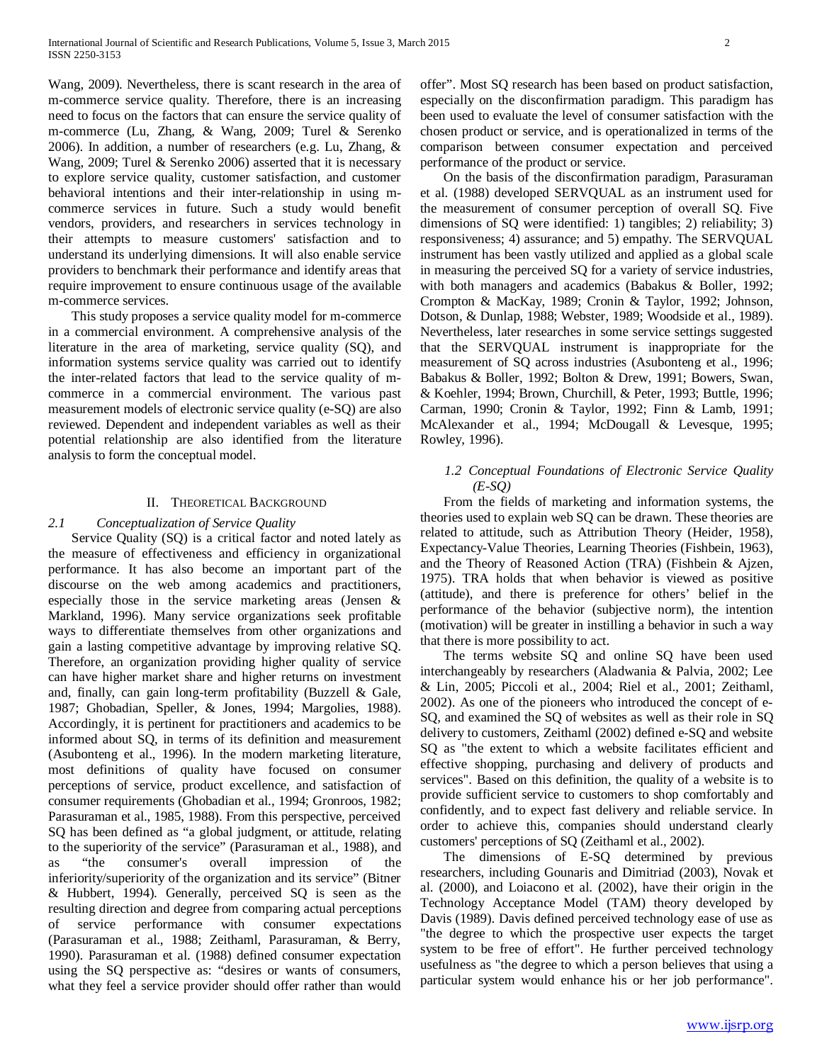Wang, 2009). Nevertheless, there is scant research in the area of m-commerce service quality. Therefore, there is an increasing need to focus on the factors that can ensure the service quality of m-commerce (Lu, Zhang, & Wang, 2009; Turel & Serenko 2006). In addition, a number of researchers (e.g. Lu, Zhang, & Wang, 2009; Turel & Serenko 2006) asserted that it is necessary to explore service quality, customer satisfaction, and customer behavioral intentions and their inter-relationship in using m-commerce services in future. Such a study would benefit vendors, providers, and researchers in services technology in their attempts to measure customers' satisfaction and to understand its underlying dimensions. It will also enable service providers to benchmark their performance and identify areas that require improvement to ensure continuous usage of the available m-commerce services.

This study proposes a service quality model for m-commerce in a commercial environment. A comprehensive analysis of the literature in the area of marketing, service quality (SQ), and information systems service quality was carried out to identify the inter-related factors that lead to the service quality of m-commerce in a commercial environment. The various past measurement models of electronic service quality (e-SQ) are also reviewed. Dependent and independent variables as well as their potential relationship are also identified from the literature analysis to form the conceptual model.

## II. Theoretical Background

### *2.1 Conceptualization of Service Quality*

Service Quality (SQ) is a critical factor and noted lately as the measure of effectiveness and efficiency in organizational performance. It has also become an important part of the discourse on the web among academics and practitioners, especially those in the service marketing areas (Jensen & Markland, 1996). Many service organizations seek profitable ways to differentiate themselves from other organizations and gain a lasting competitive advantage by improving relative SQ. Therefore, an organization providing higher quality of service can have higher market share and higher returns on investment and, finally, can gain long-term profitability (Buzzell & Gale, 1987; Ghobadian, Speller, & Jones, 1994; Margolies, 1988). Accordingly, it is pertinent for practitioners and academics to be informed about SQ, in terms of its definition and measurement (Asubonteng et al., 1996). In the modern marketing literature, most definitions of quality have focused on consumer perceptions of service, product excellence, and satisfaction of consumer requirements (Ghobadian et al., 1994; Gronroos, 1982; Parasuraman et al., 1985, 1988). From this perspective, perceived SQ has been defined as "a global judgment, or attitude, relating to the superiority of the service" (Parasuraman et al., 1988), and as "the consumer's overall impression of the inferiority/superiority of the organization and its service" (Bitner & Hubbert, 1994). Generally, perceived SQ is seen as the resulting direction and degree from comparing actual perceptions of service performance with consumer expectations (Parasuraman et al., 1988; Zeithaml, Parasuraman, & Berry, 1990). Parasuraman et al. (1988) defined consumer expectation using the SQ perspective as: "desires or wants of consumers, what they feel a service provider should offer rather than would offer". Most SQ research has been based on product satisfaction, especially on the disconfirmation paradigm. This paradigm has been used to evaluate the level of consumer satisfaction with the chosen product or service, and is operationalized in terms of the comparison between consumer expectation and perceived performance of the product or service.

On the basis of the disconfirmation paradigm, Parasuraman et al. (1988) developed SERVQUAL as an instrument used for the measurement of consumer perception of overall SQ. Five dimensions of SQ were identified: 1) tangibles; 2) reliability; 3) responsiveness; 4) assurance; and 5) empathy. The SERVQUAL instrument has been vastly utilized and applied as a global scale in measuring the perceived SQ for a variety of service industries, with both managers and academics (Babakus & Boller, 1992; Crompton & MacKay, 1989; Cronin & Taylor, 1992; Johnson, Dotson, & Dunlap, 1988; Webster, 1989; Woodside et al., 1989). Nevertheless, later researches in some service settings suggested that the SERVQUAL instrument is inappropriate for the measurement of SQ across industries (Asubonteng et al., 1996; Babakus & Boller, 1992; Bolton & Drew, 1991; Bowers, Swan, & Koehler, 1994; Brown, Churchill, & Peter, 1993; Buttle, 1996; Carman, 1990; Cronin & Taylor, 1992; Finn & Lamb, 1991; McAlexander et al., 1994; McDougall & Levesque, 1995; Rowley, 1996).

### *1.2 Conceptual Foundations of Electronic Service Quality (E-SQ)*

From the fields of marketing and information systems, the theories used to explain web SQ can be drawn. These theories are related to attitude, such as Attribution Theory (Heider, 1958), Expectancy-Value Theories, Learning Theories (Fishbein, 1963), and the Theory of Reasoned Action (TRA) (Fishbein & Ajzen, 1975). TRA holds that when behavior is viewed as positive (attitude), and there is preference for others' belief in the performance of the behavior (subjective norm), the intention (motivation) will be greater in instilling a behavior in such a way that there is more possibility to act.

The terms website SQ and online SQ have been used interchangeably by researchers (Aladwania & Palvia, 2002; Lee & Lin, 2005; Piccoli et al., 2004; Riel et al., 2001; Zeithaml, 2002). As one of the pioneers who introduced the concept of e-SQ, and examined the SQ of websites as well as their role in SQ delivery to customers, Zeithaml (2002) defined e-SQ and website SQ as "the extent to which a website facilitates efficient and effective shopping, purchasing and delivery of products and services". Based on this definition, the quality of a website is to provide sufficient service to customers to shop comfortably and confidently, and to expect fast delivery and reliable service. In order to achieve this, companies should understand clearly customers' perceptions of SQ (Zeithaml et al., 2002).

The dimensions of E-SQ determined by previous researchers, including Gounaris and Dimitriad (2003), Novak et al. (2000), and Loiacono et al. (2002), have their origin in the Technology Acceptance Model (TAM) theory developed by Davis (1989). Davis defined perceived technology ease of use as "the degree to which the prospective user expects the target system to be free of effort". He further perceived technology usefulness as "the degree to which a person believes that using a particular system would enhance his or her job performance".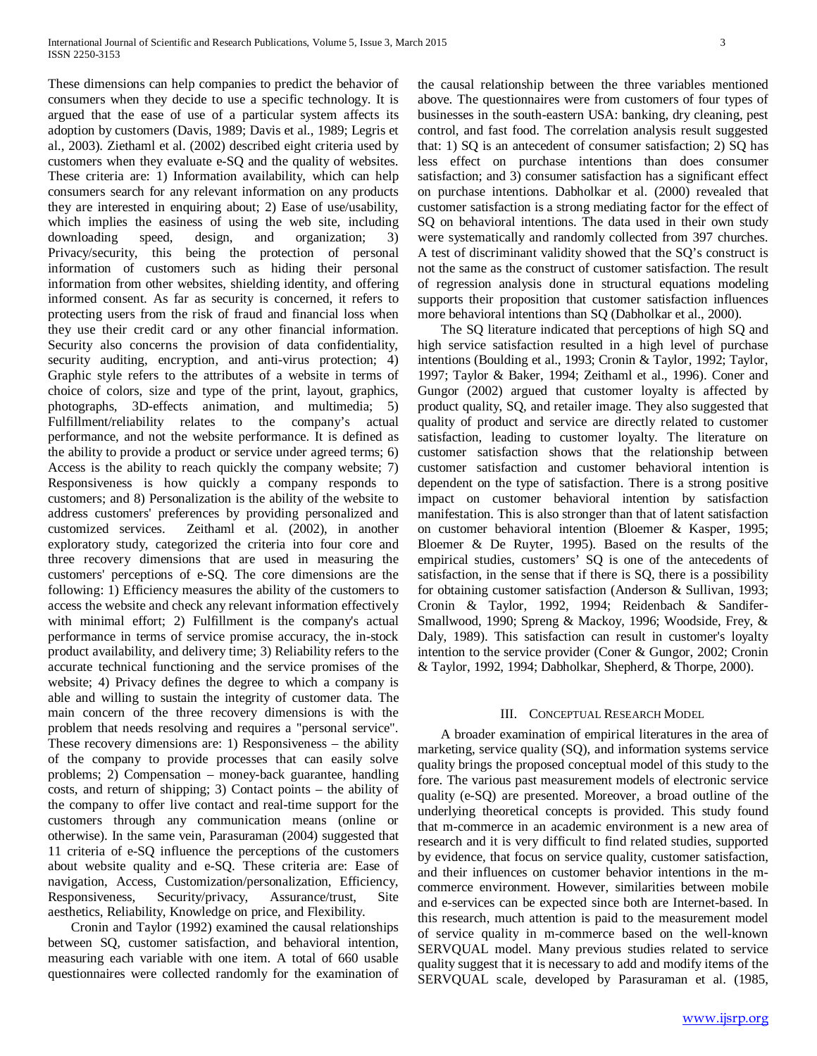These dimensions can help companies to predict the behavior of consumers when they decide to use a specific technology. It is argued that the ease of use of a particular system affects its adoption by customers (Davis, 1989; Davis et al., 1989; Legris et al., 2003). Ziethaml et al. (2002) described eight criteria used by customers when they evaluate e-SQ and the quality of websites. These criteria are: 1) Information availability, which can help consumers search for any relevant information on any products they are interested in enquiring about; 2) Ease of use/usability, which implies the easiness of using the web site, including downloading speed, design, and organization; 3) Privacy/security, this being the protection of personal information of customers such as hiding their personal information from other websites, shielding identity, and offering informed consent. As far as security is concerned, it refers to protecting users from the risk of fraud and financial loss when they use their credit card or any other financial information. Security also concerns the provision of data confidentiality, security auditing, encryption, and anti-virus protection; 4) Graphic style refers to the attributes of a website in terms of choice of colors, size and type of the print, layout, graphics, photographs, 3D-effects animation, and multimedia; 5) Fulfillment/reliability relates to the company's actual performance, and not the website performance. It is defined as the ability to provide a product or service under agreed terms; 6) Access is the ability to reach quickly the company website; 7) Responsiveness is how quickly a company responds to customers; and 8) Personalization is the ability of the website to address customers' preferences by providing personalized and customized services. Zeithaml et al. (2002), in another exploratory study, categorized the criteria into four core and three recovery dimensions that are used in measuring the customers' perceptions of e-SQ. The core dimensions are the following: 1) Efficiency measures the ability of the customers to access the website and check any relevant information effectively with minimal effort; 2) Fulfillment is the company's actual performance in terms of service promise accuracy, the in-stock product availability, and delivery time; 3) Reliability refers to the accurate technical functioning and the service promises of the website; 4) Privacy defines the degree to which a company is able and willing to sustain the integrity of customer data. The main concern of the three recovery dimensions is with the problem that needs resolving and requires a "personal service". These recovery dimensions are: 1) Responsiveness – the ability of the company to provide processes that can easily solve problems; 2) Compensation – money-back guarantee, handling costs, and return of shipping; 3) Contact points – the ability of the company to offer live contact and real-time support for the customers through any communication means (online or otherwise). In the same vein, Parasuraman (2004) suggested that 11 criteria of e-SQ influence the perceptions of the customers about website quality and e-SQ. These criteria are: Ease of navigation, Access, Customization/personalization, Efficiency, Responsiveness, Security/privacy, Assurance/trust, Site aesthetics, Reliability, Knowledge on price, and Flexibility.

Cronin and Taylor (1992) examined the causal relationships between SQ, customer satisfaction, and behavioral intention, measuring each variable with one item. A total of 660 usable questionnaires were collected randomly for the examination of the causal relationship between the three variables mentioned above. The questionnaires were from customers of four types of businesses in the south-eastern USA: banking, dry cleaning, pest control, and fast food. The correlation analysis result suggested that: 1) SQ is an antecedent of consumer satisfaction; 2) SQ has less effect on purchase intentions than does consumer satisfaction; and 3) consumer satisfaction has a significant effect on purchase intentions. Dabholkar et al. (2000) revealed that customer satisfaction is a strong mediating factor for the effect of SQ on behavioral intentions. The data used in their own study were systematically and randomly collected from 397 churches. A test of discriminant validity showed that the SQ's construct is not the same as the construct of customer satisfaction. The result of regression analysis done in structural equations modeling supports their proposition that customer satisfaction influences more behavioral intentions than SQ (Dabholkar et al., 2000).

The SQ literature indicated that perceptions of high SQ and high service satisfaction resulted in a high level of purchase intentions (Boulding et al., 1993; Cronin & Taylor, 1992; Taylor, 1997; Taylor & Baker, 1994; Zeithaml et al., 1996). Coner and Gungor (2002) argued that customer loyalty is affected by product quality, SQ, and retailer image. They also suggested that quality of product and service are directly related to customer satisfaction, leading to customer loyalty. The literature on customer satisfaction shows that the relationship between customer satisfaction and customer behavioral intention is dependent on the type of satisfaction. There is a strong positive impact on customer behavioral intention by satisfaction manifestation. This is also stronger than that of latent satisfaction on customer behavioral intention (Bloemer & Kasper, 1995; Bloemer & De Ruyter, 1995). Based on the results of the empirical studies, customers' SQ is one of the antecedents of satisfaction, in the sense that if there is SQ, there is a possibility for obtaining customer satisfaction (Anderson & Sullivan, 1993; Cronin & Taylor, 1992, 1994; Reidenbach & Sandifer-Smallwood, 1990; Spreng & Mackoy, 1996; Woodside, Frey, & Daly, 1989). This satisfaction can result in customer's loyalty intention to the service provider (Coner & Gungor, 2002; Cronin & Taylor, 1992, 1994; Dabholkar, Shepherd, & Thorpe, 2000).

## III. Conceptual Research Model

A broader examination of empirical literatures in the area of marketing, service quality (SQ), and information systems service quality brings the proposed conceptual model of this study to the fore. The various past measurement models of electronic service quality (e-SQ) are presented. Moreover, a broad outline of the underlying theoretical concepts is provided. This study found that m-commerce in an academic environment is a new area of research and it is very difficult to find related studies, supported by evidence, that focus on service quality, customer satisfaction, and their influences on customer behavior intentions in the m-commerce environment. However, similarities between mobile and e-services can be expected since both are Internet-based. In this research, much attention is paid to the measurement model of service quality in m-commerce based on the well-known SERVQUAL model. Many previous studies related to service quality suggest that it is necessary to add and modify items of the SERVQUAL scale, developed by Parasuraman et al. (1985,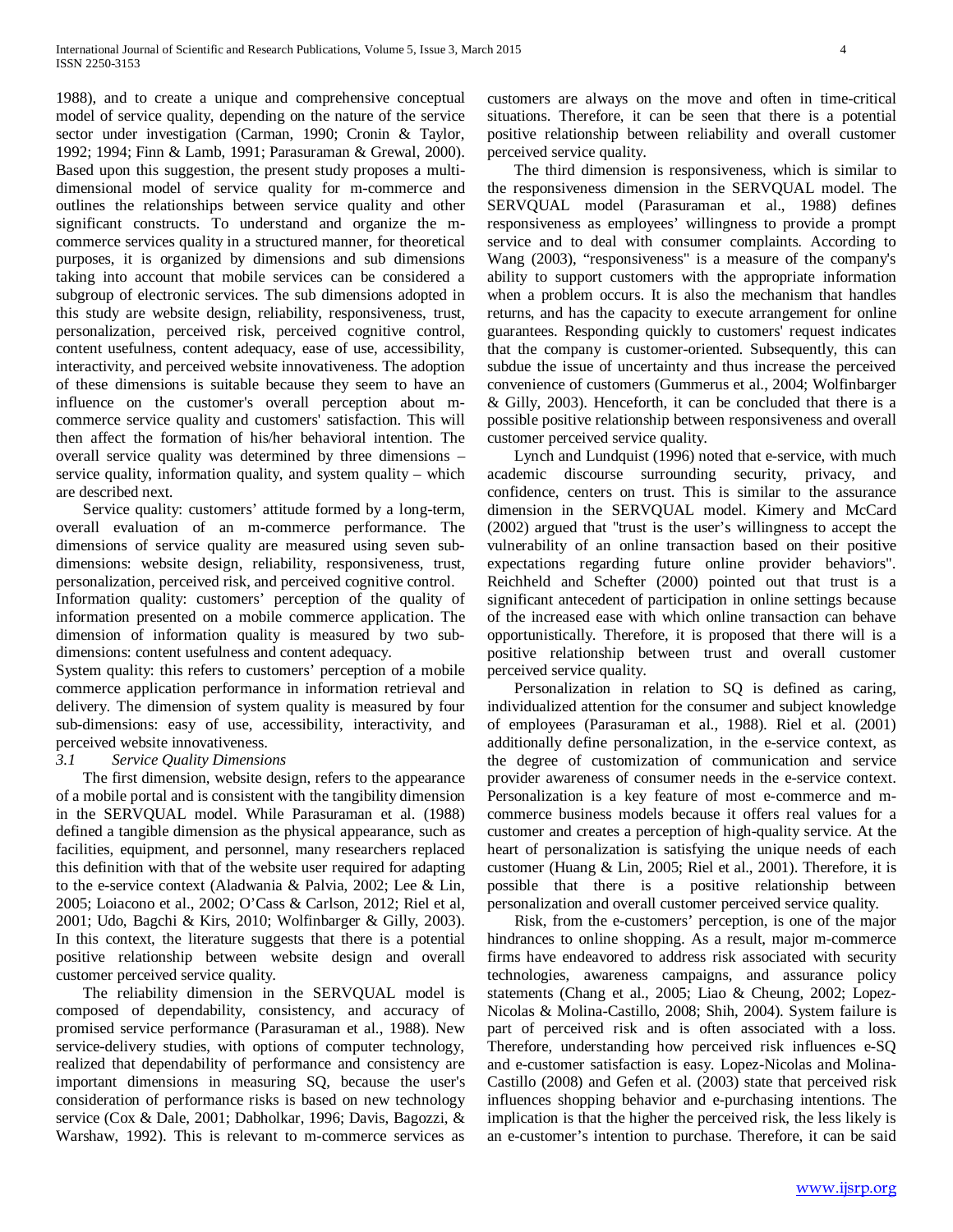1988), and to create a unique and comprehensive conceptual model of service quality, depending on the nature of the service sector under investigation (Carman, 1990; Cronin & Taylor, 1992; 1994; Finn & Lamb, 1991; Parasuraman & Grewal, 2000). Based upon this suggestion, the present study proposes a multi-dimensional model of service quality for m-commerce and outlines the relationships between service quality and other significant constructs. To understand and organize the m-commerce services quality in a structured manner, for theoretical purposes, it is organized by dimensions and sub dimensions taking into account that mobile services can be considered a subgroup of electronic services. The sub dimensions adopted in this study are website design, reliability, responsiveness, trust, personalization, perceived risk, perceived cognitive control, content usefulness, content adequacy, ease of use, accessibility, interactivity, and perceived website innovativeness. The adoption of these dimensions is suitable because they seem to have an influence on the customer's overall perception about m-commerce service quality and customers' satisfaction. This will then affect the formation of his/her behavioral intention. The overall service quality was determined by three dimensions – service quality, information quality, and system quality – which are described next.

Service quality: customers' attitude formed by a long-term, overall evaluation of an m-commerce performance. The dimensions of service quality are measured using seven sub-dimensions: website design, reliability, responsiveness, trust, personalization, perceived risk, and perceived cognitive control.

Information quality: customers' perception of the quality of information presented on a mobile commerce application. The dimension of information quality is measured by two sub-dimensions: content usefulness and content adequacy.

System quality: this refers to customers' perception of a mobile commerce application performance in information retrieval and delivery. The dimension of system quality is measured by four sub-dimensions: easy of use, accessibility, interactivity, and perceived website innovativeness.

### *3.1 Service Quality Dimensions*

The first dimension, website design, refers to the appearance of a mobile portal and is consistent with the tangibility dimension in the SERVQUAL model. While Parasuraman et al. (1988) defined a tangible dimension as the physical appearance, such as facilities, equipment, and personnel, many researchers replaced this definition with that of the website user required for adapting to the e-service context (Aladwania & Palvia, 2002; Lee & Lin, 2005; Loiacono et al., 2002; O'Cass & Carlson, 2012; Riel et al, 2001; Udo, Bagchi & Kirs, 2010; Wolfinbarger & Gilly, 2003). In this context, the literature suggests that there is a potential positive relationship between website design and overall customer perceived service quality.

The reliability dimension in the SERVQUAL model is composed of dependability, consistency, and accuracy of promised service performance (Parasuraman et al., 1988). New service-delivery studies, with options of computer technology, realized that dependability of performance and consistency are important dimensions in measuring SQ, because the user's consideration of performance risks is based on new technology service (Cox & Dale, 2001; Dabholkar, 1996; Davis, Bagozzi, & Warshaw, 1992). This is relevant to m-commerce services as customers are always on the move and often in time-critical situations. Therefore, it can be seen that there is a potential positive relationship between reliability and overall customer perceived service quality.

The third dimension is responsiveness, which is similar to the responsiveness dimension in the SERVQUAL model. The SERVQUAL model (Parasuraman et al., 1988) defines responsiveness as employees' willingness to provide a prompt service and to deal with consumer complaints. According to Wang (2003), "responsiveness" is a measure of the company's ability to support customers with the appropriate information when a problem occurs. It is also the mechanism that handles returns, and has the capacity to execute arrangement for online guarantees. Responding quickly to customers' request indicates that the company is customer-oriented. Subsequently, this can subdue the issue of uncertainty and thus increase the perceived convenience of customers (Gummerus et al., 2004; Wolfinbarger & Gilly, 2003). Henceforth, it can be concluded that there is a possible positive relationship between responsiveness and overall customer perceived service quality.

Lynch and Lundquist (1996) noted that e-service, with much academic discourse surrounding security, privacy, and confidence, centers on trust. This is similar to the assurance dimension in the SERVQUAL model. Kimery and McCard (2002) argued that "trust is the user's willingness to accept the vulnerability of an online transaction based on their positive expectations regarding future online provider behaviors". Reichheld and Schefter (2000) pointed out that trust is a significant antecedent of participation in online settings because of the increased ease with which online transaction can behave opportunistically. Therefore, it is proposed that there will is a positive relationship between trust and overall customer perceived service quality.

Personalization in relation to SQ is defined as caring, individualized attention for the consumer and subject knowledge of employees (Parasuraman et al., 1988). Riel et al. (2001) additionally define personalization, in the e-service context, as the degree of customization of communication and service provider awareness of consumer needs in the e-service context. Personalization is a key feature of most e-commerce and m-commerce business models because it offers real values for a customer and creates a perception of high-quality service. At the heart of personalization is satisfying the unique needs of each customer (Huang & Lin, 2005; Riel et al., 2001). Therefore, it is possible that there is a positive relationship between personalization and overall customer perceived service quality.

Risk, from the e-customers' perception, is one of the major hindrances to online shopping. As a result, major m-commerce firms have endeavored to address risk associated with security technologies, awareness campaigns, and assurance policy statements (Chang et al., 2005; Liao & Cheung, 2002; Lopez-Nicolas & Molina-Castillo, 2008; Shih, 2004). System failure is part of perceived risk and is often associated with a loss. Therefore, understanding how perceived risk influences e-SQ and e-customer satisfaction is easy. Lopez-Nicolas and Molina-Castillo (2008) and Gefen et al. (2003) state that perceived risk influences shopping behavior and e-purchasing intentions. The implication is that the higher the perceived risk, the less likely is an e-customer's intention to purchase. Therefore, it can be said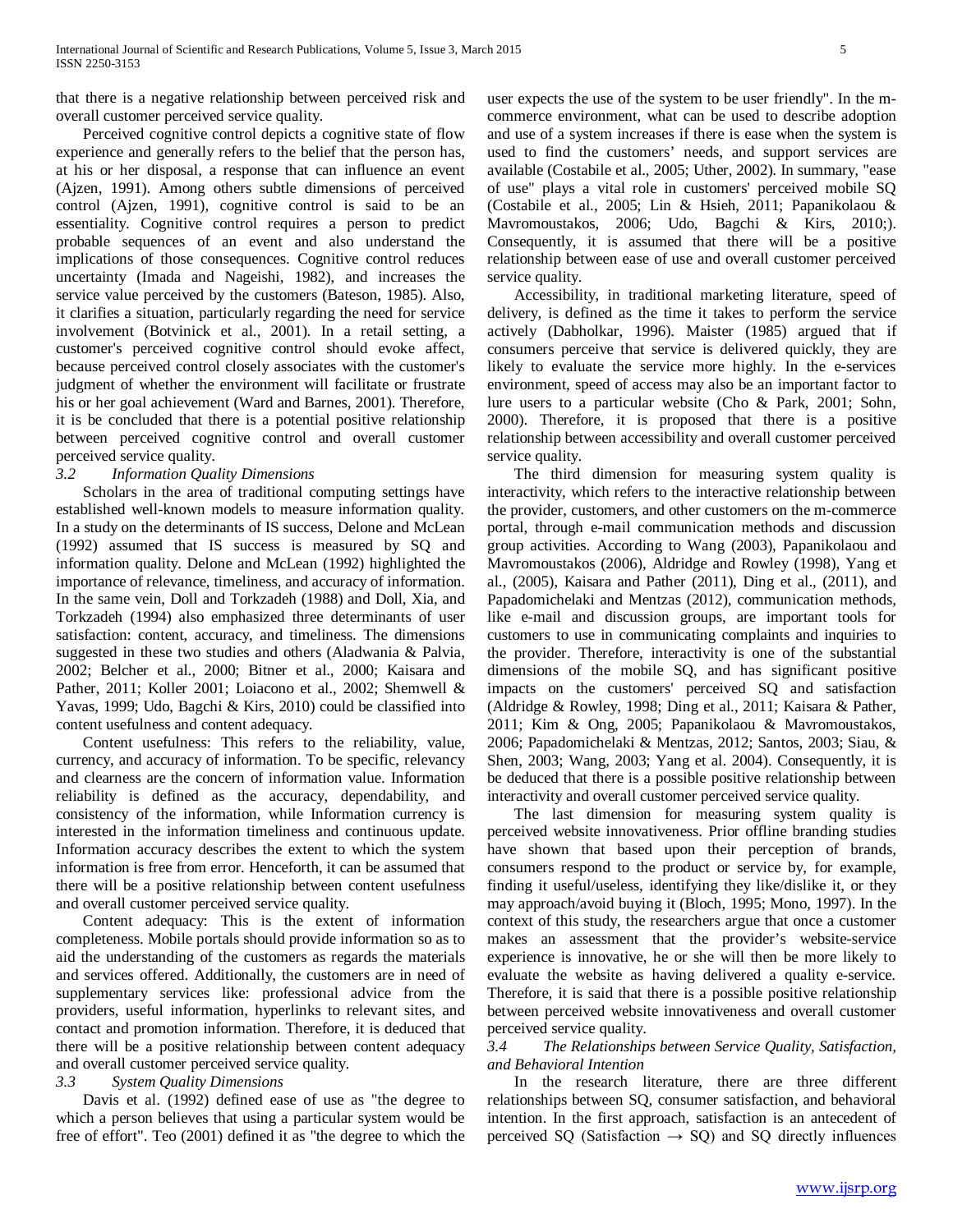that there is a negative relationship between perceived risk and overall customer perceived service quality.

Perceived cognitive control depicts a cognitive state of flow experience and generally refers to the belief that the person has, at his or her disposal, a response that can influence an event (Ajzen, 1991). Among others subtle dimensions of perceived control (Ajzen, 1991), cognitive control is said to be an essentiality. Cognitive control requires a person to predict probable sequences of an event and also understand the implications of those consequences. Cognitive control reduces uncertainty (Imada and Nageishi, 1982), and increases the service value perceived by the customers (Bateson, 1985). Also, it clarifies a situation, particularly regarding the need for service involvement (Botvinick et al., 2001). In a retail setting, a customer's perceived cognitive control should evoke affect, because perceived control closely associates with the customer's judgment of whether the environment will facilitate or frustrate his or her goal achievement (Ward and Barnes, 2001). Therefore, it is be concluded that there is a potential positive relationship between perceived cognitive control and overall customer perceived service quality.

### *3.2 Information Quality Dimensions*

Scholars in the area of traditional computing settings have established well-known models to measure information quality. In a study on the determinants of IS success, Delone and McLean (1992) assumed that IS success is measured by SQ and information quality. Delone and McLean (1992) highlighted the importance of relevance, timeliness, and accuracy of information. In the same vein, Doll and Torkzadeh (1988) and Doll, Xia, and Torkzadeh (1994) also emphasized three determinants of user satisfaction: content, accuracy, and timeliness. The dimensions suggested in these two studies and others (Aladwania & Palvia, 2002; Belcher et al., 2000; Bitner et al., 2000; Kaisara and Pather, 2011; Koller 2001; Loiacono et al., 2002; Shemwell & Yavas, 1999; Udo, Bagchi & Kirs, 2010) could be classified into content usefulness and content adequacy.

Content usefulness: This refers to the reliability, value, currency, and accuracy of information. To be specific, relevancy and clearness are the concern of information value. Information reliability is defined as the accuracy, dependability, and consistency of the information, while Information currency is interested in the information timeliness and continuous update. Information accuracy describes the extent to which the system information is free from error. Henceforth, it can be assumed that there will be a positive relationship between content usefulness and overall customer perceived service quality.

Content adequacy: This is the extent of information completeness. Mobile portals should provide information so as to aid the understanding of the customers as regards the materials and services offered. Additionally, the customers are in need of supplementary services like: professional advice from the providers, useful information, hyperlinks to relevant sites, and contact and promotion information. Therefore, it is deduced that there will be a positive relationship between content adequacy and overall customer perceived service quality.

### *3.3 System Quality Dimensions*

Davis et al. (1992) defined ease of use as "the degree to which a person believes that using a particular system would be free of effort". Teo (2001) defined it as "the degree to which the user expects the use of the system to be user friendly". In the m-commerce environment, what can be used to describe adoption and use of a system increases if there is ease when the system is used to find the customers' needs, and support services are available (Costabile et al., 2005; Uther, 2002). In summary, "ease of use" plays a vital role in customers' perceived mobile SQ (Costabile et al., 2005; Lin & Hsieh, 2011; Papanikolaou & Mavromoustakos, 2006; Udo, Bagchi & Kirs, 2010;). Consequently, it is assumed that there will be a positive relationship between ease of use and overall customer perceived service quality.

Accessibility, in traditional marketing literature, speed of delivery, is defined as the time it takes to perform the service actively (Dabholkar, 1996). Maister (1985) argued that if consumers perceive that service is delivered quickly, they are likely to evaluate the service more highly. In the e-services environment, speed of access may also be an important factor to lure users to a particular website (Cho & Park, 2001; Sohn, 2000). Therefore, it is proposed that there is a positive relationship between accessibility and overall customer perceived service quality.

The third dimension for measuring system quality is interactivity, which refers to the interactive relationship between the provider, customers, and other customers on the m-commerce portal, through e-mail communication methods and discussion group activities. According to Wang (2003), Papanikolaou and Mavromoustakos (2006), Aldridge and Rowley (1998), Yang et al., (2005), Kaisara and Pather (2011), Ding et al., (2011), and Papadomichelaki and Mentzas (2012), communication methods, like e-mail and discussion groups, are important tools for customers to use in communicating complaints and inquiries to the provider. Therefore, interactivity is one of the substantial dimensions of the mobile SQ, and has significant positive impacts on the customers' perceived SQ and satisfaction (Aldridge & Rowley, 1998; Ding et al., 2011; Kaisara & Pather, 2011; Kim & Ong, 2005; Papanikolaou & Mavromoustakos, 2006; Papadomichelaki & Mentzas, 2012; Santos, 2003; Siau, & Shen, 2003; Wang, 2003; Yang et al. 2004). Consequently, it is be deduced that there is a possible positive relationship between interactivity and overall customer perceived service quality.

The last dimension for measuring system quality is perceived website innovativeness. Prior offline branding studies have shown that based upon their perception of brands, consumers respond to the product or service by, for example, finding it useful/useless, identifying they like/dislike it, or they may approach/avoid buying it (Bloch, 1995; Mono, 1997). In the context of this study, the researchers argue that once a customer makes an assessment that the provider's website-service experience is innovative, he or she will then be more likely to evaluate the website as having delivered a quality e-service. Therefore, it is said that there is a possible positive relationship between perceived website innovativeness and overall customer perceived service quality.

### *3.4 The Relationships between Service Quality, Satisfaction, and Behavioral Intention*

In the research literature, there are three different relationships between SQ, consumer satisfaction, and behavioral intention. In the first approach, satisfaction is an antecedent of perceived SQ (Satisfaction → SQ) and SQ directly influences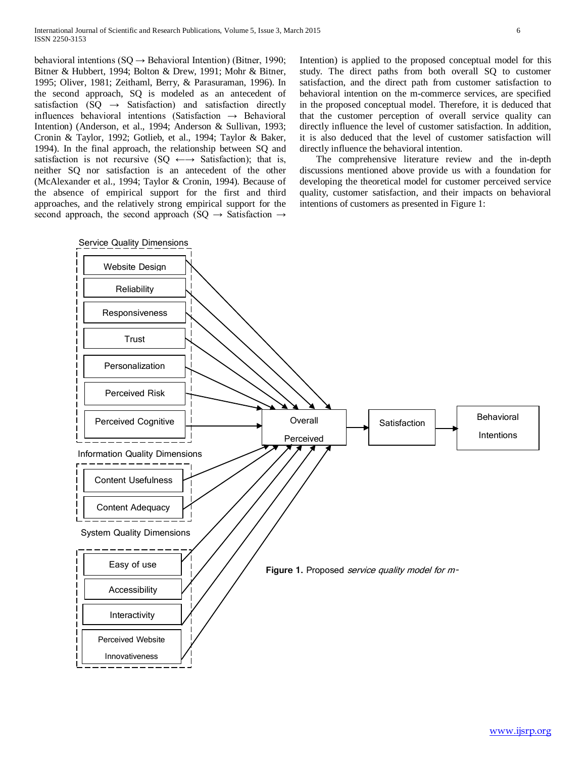behavioral intentions (SQ → Behavioral Intention) (Bitner, 1990; Bitner & Hubbert, 1994; Bolton & Drew, 1991; Mohr & Bitner, 1995; Oliver, 1981; Zeithaml, Berry, & Parasuraman, 1996). In the second approach, SQ is modeled as an antecedent of satisfaction (SQ → Satisfaction) and satisfaction directly influences behavioral intentions (Satisfaction → Behavioral Intention) (Anderson, et al., 1994; Anderson & Sullivan, 1993; Cronin & Taylor, 1992; Gotlieb, et al., 1994; Taylor & Baker, 1994). In the final approach, the relationship between SQ and satisfaction is not recursive (SQ ←→ Satisfaction); that is, neither SQ nor satisfaction is an antecedent of the other (McAlexander et al., 1994; Taylor & Cronin, 1994). Because of the absence of empirical support for the first and third approaches, and the relatively strong empirical support for the second approach, the second approach (SQ → Satisfaction → Intention) is applied to the proposed conceptual model for this study. The direct paths from both overall SQ to customer satisfaction, and the direct path from customer satisfaction to behavioral intention on the m-commerce services, are specified in the proposed conceptual model. Therefore, it is deduced that that the customer perception of overall service quality can directly influence the level of customer satisfaction. In addition, it is also deduced that the level of customer satisfaction will directly influence the behavioral intention.

The comprehensive literature review and the in-depth discussions mentioned above provide us with a foundation for developing the theoretical model for customer perceived service quality, customer satisfaction, and their impacts on behavioral intentions of customers as presented in Figure 1:

Service Quality Dimensions: Website Design, Reliability, Responsiveness, Trust, Personalization, Perceived Risk, Perceived Cognitive

Information Quality Dimensions: Content Usefulness, Content Adequacy

System Quality Dimensions: Easy of use, Accessibility, Interactivity, Perceived Website Innovativeness

Overall Perceived → Satisfaction → Behavioral Intentions

**Figure 1.** Proposed *service quality model for m-*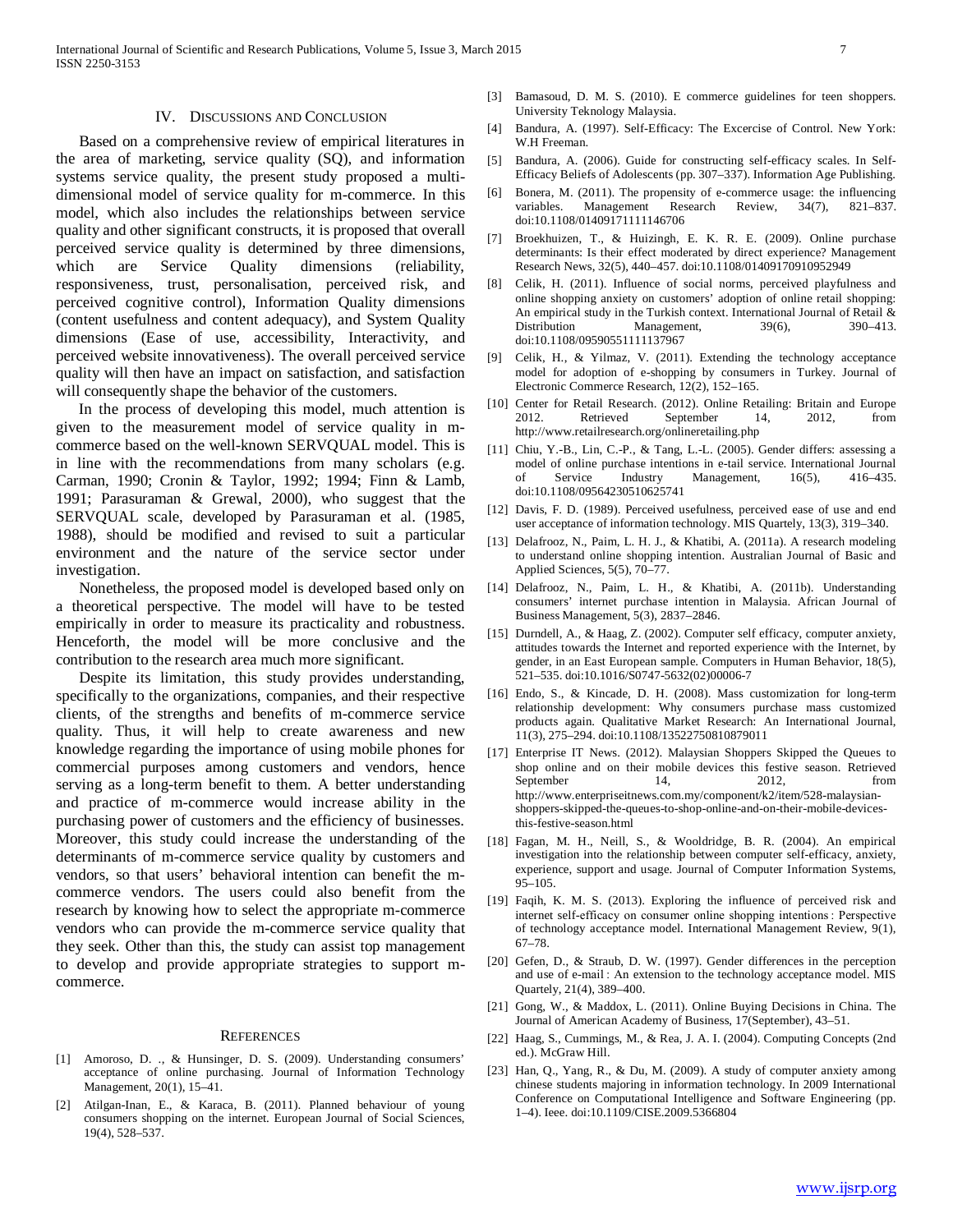## IV. Discussions and Conclusion

Based on a comprehensive review of empirical literatures in the area of marketing, service quality (SQ), and information systems service quality, the present study proposed a multi-dimensional model of service quality for m-commerce. In this model, which also includes the relationships between service quality and other significant constructs, it is proposed that overall perceived service quality is determined by three dimensions, which are Service Quality dimensions (reliability, responsiveness, trust, personalisation, perceived risk, and perceived cognitive control), Information Quality dimensions (content usefulness and content adequacy), and System Quality dimensions (Ease of use, accessibility, Interactivity, and perceived website innovativeness). The overall perceived service quality will then have an impact on satisfaction, and satisfaction will consequently shape the behavior of the customers.

In the process of developing this model, much attention is given to the measurement model of service quality in m-commerce based on the well-known SERVQUAL model. This is in line with the recommendations from many scholars (e.g. Carman, 1990; Cronin & Taylor, 1992; 1994; Finn & Lamb, 1991; Parasuraman & Grewal, 2000), who suggest that the SERVQUAL scale, developed by Parasuraman et al. (1985, 1988), should be modified and revised to suit a particular environment and the nature of the service sector under investigation.

Nonetheless, the proposed model is developed based only on a theoretical perspective. The model will have to be tested empirically in order to measure its practicality and robustness. Henceforth, the model will be more conclusive and the contribution to the research area much more significant.

Despite its limitation, this study provides understanding, specifically to the organizations, companies, and their respective clients, of the strengths and benefits of m-commerce service quality. Thus, it will help to create awareness and new knowledge regarding the importance of using mobile phones for commercial purposes among customers and vendors, hence serving as a long-term benefit to them. A better understanding and practice of m-commerce would increase ability in the purchasing power of customers and the efficiency of businesses. Moreover, this study could increase the understanding of the determinants of m-commerce service quality by customers and vendors, so that users' behavioral intention can benefit the m-commerce vendors. The users could also benefit from the research by knowing how to select the appropriate m-commerce vendors who can provide the m-commerce service quality that they seek. Other than this, the study can assist top management to develop and provide appropriate strategies to support m-commerce.

## References

[1] Amoroso, D. ., & Hunsinger, D. S. (2009). Understanding consumers' acceptance of online purchasing. Journal of Information Technology Management, 20(1), 15–41.

[2] Atilgan-Inan, E., & Karaca, B. (2011). Planned behaviour of young consumers shopping on the internet. European Journal of Social Sciences, 19(4), 528–537.

[3] Bamasoud, D. M. S. (2010). E commerce guidelines for teen shoppers. University Teknology Malaysia.

[4] Bandura, A. (1997). Self-Efficacy: The Excercise of Control. New York: W.H Freeman.

[5] Bandura, A. (2006). Guide for constructing self-efficacy scales. In Self-Efficacy Beliefs of Adolescents (pp. 307–337). Information Age Publishing.

[6] Bonera, M. (2011). The propensity of e-commerce usage: the influencing variables. Management Research Review, 34(7), 821–837. doi:10.1108/01409171111146706

[7] Broekhuizen, T., & Huizingh, E. K. R. E. (2009). Online purchase determinants: Is their effect moderated by direct experience? Management Research News, 32(5), 440–457. doi:10.1108/01409170910952949

[8] Celik, H. (2011). Influence of social norms, perceived playfulness and online shopping anxiety on customers' adoption of online retail shopping: An empirical study in the Turkish context. International Journal of Retail & Distribution Management, 39(6), 390–413. doi:10.1108/09590551111137967

[9] Celik, H., & Yilmaz, V. (2011). Extending the technology acceptance model for adoption of e-shopping by consumers in Turkey. Journal of Electronic Commerce Research, 12(2), 152–165.

[10] Center for Retail Research. (2012). Online Retailing: Britain and Europe 2012. Retrieved September 14, 2012, from http://www.retailresearch.org/onlineretailing.php

[11] Chiu, Y.-B., Lin, C.-P., & Tang, L.-L. (2005). Gender differs: assessing a model of online purchase intentions in e-tail service. International Journal of Service Industry Management, 16(5), 416–435. doi:10.1108/09564230510625741

[12] Davis, F. D. (1989). Perceived usefulness, perceived ease of use and end user acceptance of information technology. MIS Quartely, 13(3), 319–340.

[13] Delafrooz, N., Paim, L. H. J., & Khatibi, A. (2011a). A research modeling to understand online shopping intention. Australian Journal of Basic and Applied Sciences, 5(5), 70–77.

[14] Delafrooz, N., Paim, L. H., & Khatibi, A. (2011b). Understanding consumers' internet purchase intention in Malaysia. African Journal of Business Management, 5(3), 2837–2846.

[15] Durndell, A., & Haag, Z. (2002). Computer self efficacy, computer anxiety, attitudes towards the Internet and reported experience with the Internet, by gender, in an East European sample. Computers in Human Behavior, 18(5), 521–535. doi:10.1016/S0747-5632(02)00006-7

[16] Endo, S., & Kincade, D. H. (2008). Mass customization for long-term relationship development: Why consumers purchase mass customized products again. Qualitative Market Research: An International Journal, 11(3), 275–294. doi:10.1108/13522750810879011

[17] Enterprise IT News. (2012). Malaysian Shoppers Skipped the Queues to shop online and on their mobile devices this festive season. Retrieved September 14, 2012, from http://www.enterpriseitnews.com.my/component/k2/item/528-malaysian-shoppers-skipped-the-queues-to-shop-online-and-on-their-mobile-devices-this-festive-season.html

[18] Fagan, M. H., Neill, S., & Wooldridge, B. R. (2004). An empirical investigation into the relationship between computer self-efficacy, anxiety, experience, support and usage. Journal of Computer Information Systems, 95–105.

[19] Faqih, K. M. S. (2013). Exploring the influence of perceived risk and internet self-efficacy on consumer online shopping intentions : Perspective of technology acceptance model. International Management Review, 9(1), 67–78.

[20] Gefen, D., & Straub, D. W. (1997). Gender differences in the perception and use of e-mail : An extension to the technology acceptance model. MIS Quartely, 21(4), 389–400.

[21] Gong, W., & Maddox, L. (2011). Online Buying Decisions in China. The Journal of American Academy of Business, 17(September), 43–51.

[22] Haag, S., Cummings, M., & Rea, J. A. I. (2004). Computing Concepts (2nd ed.). McGraw Hill.

[23] Han, Q., Yang, R., & Du, M. (2009). A study of computer anxiety among chinese students majoring in information technology. In 2009 International Conference on Computational Intelligence and Software Engineering (pp. 1–4). Ieee. doi:10.1109/CISE.2009.5366804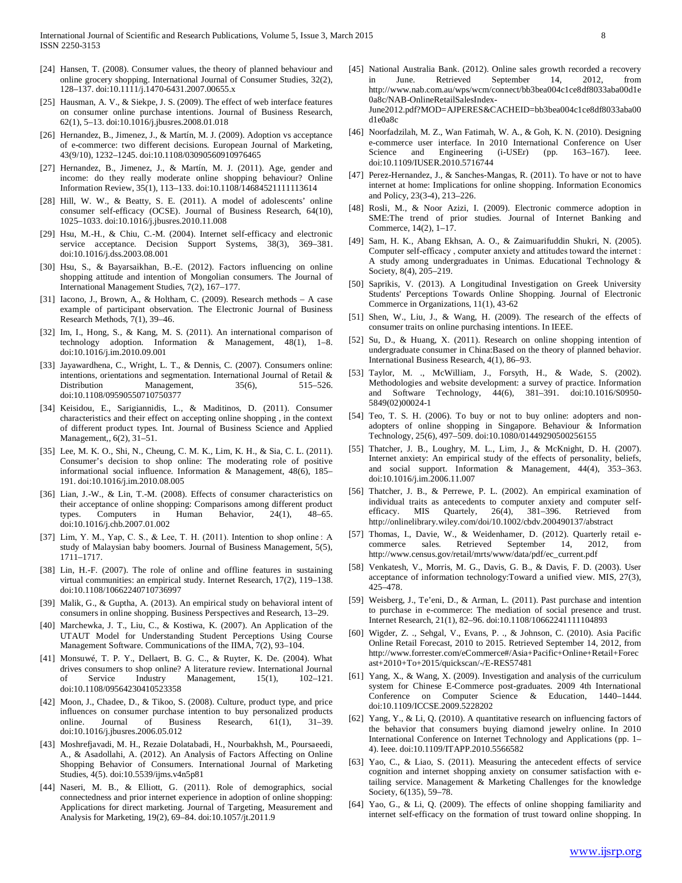[24] Hansen, T. (2008). Consumer values, the theory of planned behaviour and online grocery shopping. International Journal of Consumer Studies, 32(2), 128–137. doi:10.1111/j.1470-6431.2007.00655.x

[25] Hausman, A. V., & Siekpe, J. S. (2009). The effect of web interface features on consumer online purchase intentions. Journal of Business Research, 62(1), 5–13. doi:10.1016/j.jbusres.2008.01.018

[26] Hernandez, B., Jimenez, J., & Martín, M. J. (2009). Adoption vs acceptance of e-commerce: two different decisions. European Journal of Marketing, 43(9/10), 1232–1245. doi:10.1108/03090560910976465

[27] Hernandez, B., Jimenez, J., & Martín, M. J. (2011). Age, gender and income: do they really moderate online shopping behaviour? Online Information Review, 35(1), 113–133. doi:10.1108/14684521111113614

[28] Hill, W. W., & Beatty, S. E. (2011). A model of adolescents' online consumer self-efficacy (OCSE). Journal of Business Research, 64(10), 1025–1033. doi:10.1016/j.jbusres.2010.11.008

[29] Hsu, M.-H., & Chiu, C.-M. (2004). Internet self-efficacy and electronic service acceptance. Decision Support Systems, 38(3), 369–381. doi:10.1016/j.dss.2003.08.001

[30] Hsu, S., & Bayarsaikhan, B.-E. (2012). Factors influencing on online shopping attitude and intention of Mongolian consumers. The Journal of International Management Studies, 7(2), 167–177.

[31] Iacono, J., Brown, A., & Holtham, C. (2009). Research methods – A case example of participant observation. The Electronic Journal of Business Research Methods, 7(1), 39–46.

[32] Im, I., Hong, S., & Kang, M. S. (2011). An international comparison of technology adoption. Information & Management, 48(1), 1–8. doi:10.1016/j.im.2010.09.001

[33] Jayawardhena, C., Wright, L. T., & Dennis, C. (2007). Consumers online: intentions, orientations and segmentation. International Journal of Retail & Distribution Management, 35(6), 515–526. doi:10.1108/09590550710750377

[34] Keisidou, E., Sarigiannidis, L., & Maditinos, D. (2011). Consumer characteristics and their effect on accepting online shopping , in the context of different product types. Int. Journal of Business Science and Applied Management,, 6(2), 31–51.

[35] Lee, M. K. O., Shi, N., Cheung, C. M. K., Lim, K. H., & Sia, C. L. (2011). Consumer's decision to shop online: The moderating role of positive informational social influence. Information & Management, 48(6), 185–191. doi:10.1016/j.im.2010.08.005

[36] Lian, J.-W., & Lin, T.-M. (2008). Effects of consumer characteristics on their acceptance of online shopping: Comparisons among different product types. Computers in Human Behavior, 24(1), 48–65. doi:10.1016/j.chb.2007.01.002

[37] Lim, Y. M., Yap, C. S., & Lee, T. H. (2011). Intention to shop online : A study of Malaysian baby boomers. Journal of Business Management, 5(5), 1711–1717.

[38] Lin, H.-F. (2007). The role of online and offline features in sustaining virtual communities: an empirical study. Internet Research, 17(2), 119–138. doi:10.1108/10662240710736997

[39] Malik, G., & Guptha, A. (2013). An empirical study on behavioral intent of consumers in online shopping. Business Perspectives and Research, 13–29.

[40] Marchewka, J. T., Liu, C., & Kostiwa, K. (2007). An Application of the UTAUT Model for Understanding Student Perceptions Using Course Management Software. Communications of the IIMA, 7(2), 93–104.

[41] Monsuwé, T. P. Y., Dellaert, B. G. C., & Ruyter, K. De. (2004). What drives consumers to shop online? A literature review. International Journal of Service Industry Management, 15(1), 102–121. doi:10.1108/09564230410523358

[42] Moon, J., Chadee, D., & Tikoo, S. (2008). Culture, product type, and price influences on consumer purchase intention to buy personalized products online. Journal of Business Research, 61(1), 31–39. doi:10.1016/j.jbusres.2006.05.012

[43] Moshrefjavadi, M. H., Rezaie Dolatabadi, H., Nourbakhsh, M., Poursaeedi, A., & Asadollahi, A. (2012). An Analysis of Factors Affecting on Online Shopping Behavior of Consumers. International Journal of Marketing Studies, 4(5). doi:10.5539/ijms.v4n5p81

[44] Naseri, M. B., & Elliott, G. (2011). Role of demographics, social connectedness and prior internet experience in adoption of online shopping: Applications for direct marketing. Journal of Targeting, Measurement and Analysis for Marketing, 19(2), 69–84. doi:10.1057/jt.2011.9

[45] National Australia Bank. (2012). Online sales growth recorded a recovery in June. Retrieved September 14, 2012, from http://www.nab.com.au/wps/wcm/connect/bb3bea004c1ce8df8033aba00d1e0a8c/NAB-OnlineRetailSalesIndex-June2012.pdf?MOD=AJPERES&CACHEID=bb3bea004c1ce8df8033aba00d1e0a8c

[46] Noorfadzilah, M. Z., Wan Fatimah, W. A., & Goh, K. N. (2010). Designing e-commerce user interface. In 2010 International Conference on User Science and Engineering (i-USEr) (pp. 163–167). Ieee. doi:10.1109/IUSER.2010.5716744

[47] Perez-Hernandez, J., & Sanches-Mangas, R. (2011). To have or not to have internet at home: Implications for online shopping. Information Economics and Policy, 23(3-4), 213–226.

[48] Rosli, M., & Noor Azizi, I. (2009). Electronic commerce adoption in SME:The trend of prior studies. Journal of Internet Banking and Commerce, 14(2), 1–17.

[49] Sam, H. K., Abang Ekhsan, A. O., & Zaimuarifuddin Shukri, N. (2005). Computer self-efficacy , computer anxiety and attitudes toward the internet : A study among undergraduates in Unimas. Educational Technology & Society, 8(4), 205–219.

[50] Saprikis, V. (2013). A Longitudinal Investigation on Greek University Students' Perceptions Towards Online Shopping. Journal of Electronic Commerce in Organizations, 11(1), 43-62

[51] Shen, W., Liu, J., & Wang, H. (2009). The research of the effects of consumer traits on online purchasing intentions. In IEEE.

[52] Su, D., & Huang, X. (2011). Research on online shopping intention of undergraduate consumer in China:Based on the theory of planned behavior. International Business Research, 4(1), 86–93.

[53] Taylor, M. ., McWilliam, J., Forsyth, H., & Wade, S. (2002). Methodologies and website development: a survey of practice. Information and Software Technology, 44(6), 381–391. doi:10.1016/S0950-5849(02)00024-1

[54] Teo, T. S. H. (2006). To buy or not to buy online: adopters and non-adopters of online shopping in Singapore. Behaviour & Information Technology, 25(6), 497–509. doi:10.1080/01449290500256155

[55] Thatcher, J. B., Loughry, M. L., Lim, J., & McKnight, D. H. (2007). Internet anxiety: An empirical study of the effects of personality, beliefs, and social support. Information & Management, 44(4), 353–363. doi:10.1016/j.im.2006.11.007

[56] Thatcher, J. B., & Perrewe, P. L. (2002). An empirical examination of individual traits as antecedents to computer anxiety and computer self-efficacy. MIS Quartely, 26(4), 381–396. Retrieved from http://onlinelibrary.wiley.com/doi/10.1002/cbdv.200490137/abstract

[57] Thomas, I., Davie, W., & Weidenhamer, D. (2012). Quarterly retail e-commerce sales. Retrieved September 14, 2012, from http://www.census.gov/retail/mrts/www/data/pdf/ec_current.pdf

[58] Venkatesh, V., Morris, M. G., Davis, G. B., & Davis, F. D. (2003). User acceptance of information technology:Toward a unified view. MIS, 27(3), 425–478.

[59] Weisberg, J., Te'eni, D., & Arman, L. (2011). Past purchase and intention to purchase in e-commerce: The mediation of social presence and trust. Internet Research, 21(1), 82–96. doi:10.1108/10662241111104893

[60] Wigder, Z. ., Sehgal, V., Evans, P. ., & Johnson, C. (2010). Asia Pacific Online Retail Forecast, 2010 to 2015. Retrieved September 14, 2012, from http://www.forrester.com/eCommerce#/Asia+Pacific+Online+Retail+Forecast+2010+To+2015/quickscan/-/E-RES57481

[61] Yang, X., & Wang, X. (2009). Investigation and analysis of the curriculum system for Chinese E-Commerce post-graduates. 2009 4th International Conference on Computer Science & Education, 1440–1444. doi:10.1109/ICCSE.2009.5228202

[62] Yang, Y., & Li, Q. (2010). A quantitative research on influencing factors of the behavior that consumers buying diamond jewelry online. In 2010 International Conference on Internet Technology and Applications (pp. 1–4). Ieee. doi:10.1109/ITAPP.2010.5566582

[63] Yao, C., & Liao, S. (2011). Measuring the antecedent effects of service cognition and internet shopping anxiety on consumer satisfaction with e-tailing service. Management & Marketing Challenges for the knowledge Society, 6(135), 59–78.

[64] Yao, G., & Li, Q. (2009). The effects of online shopping familiarity and internet self-efficacy on the formation of trust toward online shopping. In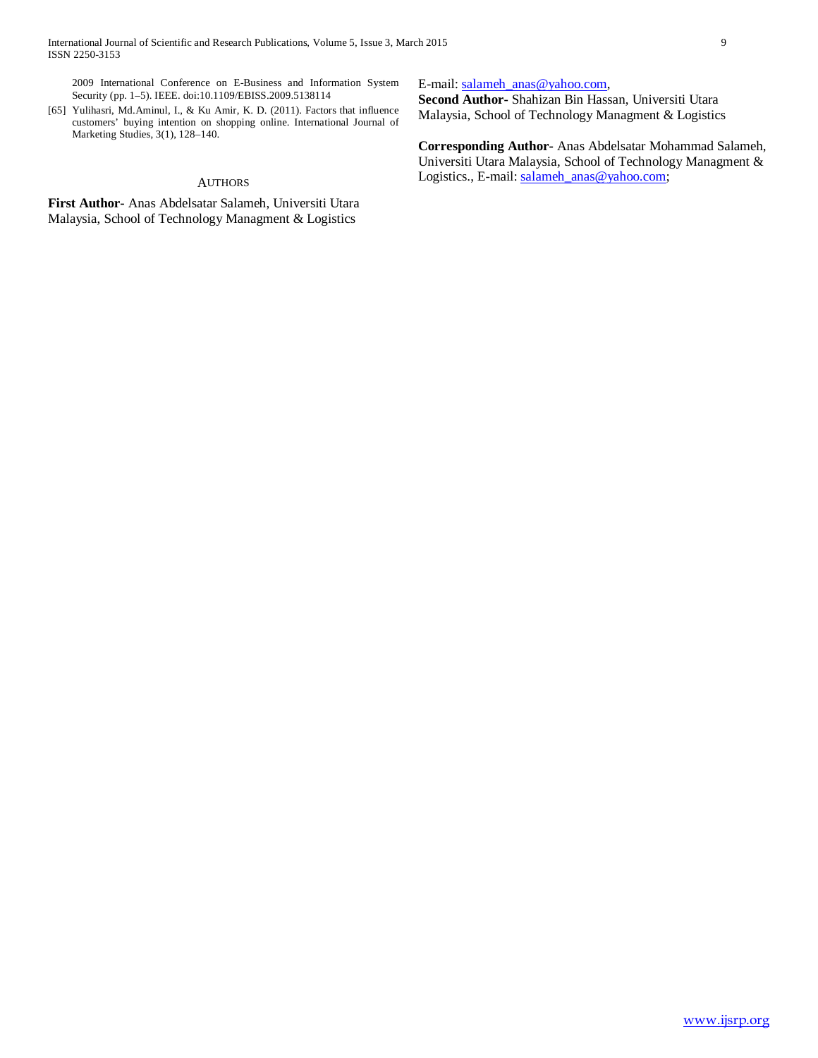2009 International Conference on E-Business and Information System Security (pp. 1–5). IEEE. doi:10.1109/EBISS.2009.5138114

[65] Yulihasri, Md.Aminul, I., & Ku Amir, K. D. (2011). Factors that influence customers' buying intention on shopping online. International Journal of Marketing Studies, 3(1), 128–140.

## AUTHORS

**First Author-** Anas Abdelsatar Salameh, Universiti Utara Malaysia, School of Technology Managment & Logistics E-mail: salameh_anas@yahoo.com,

**Second Author-** Shahizan Bin Hassan, Universiti Utara Malaysia, School of Technology Managment & Logistics

**Corresponding Author-** Anas Abdelsatar Mohammad Salameh, Universiti Utara Malaysia, School of Technology Managment & Logistics., E-mail: salameh_anas@yahoo.com;